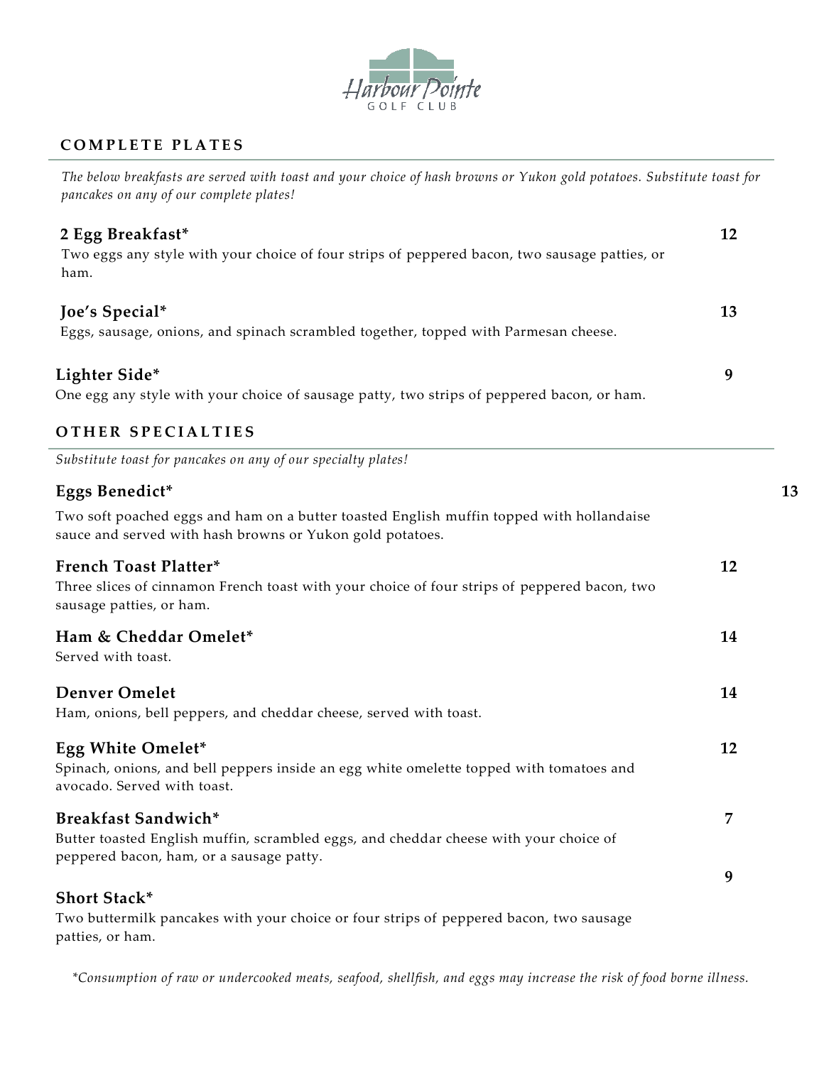Harbour Pointe
GOLF CLUB

## COMPLETE PLATES

*The below breakfasts are served with toast and your choice of hash browns or Yukon gold potatoes. Substitute toast for pancakes on any of our complete plates!*

**2 Egg Breakfast*** — **12**
Two eggs any style with your choice of four strips of peppered bacon, two sausage patties, or ham.

**Joe's Special*** — **13**
Eggs, sausage, onions, and spinach scrambled together, topped with Parmesan cheese.

**Lighter Side*** — **9**
One egg any style with your choice of sausage patty, two strips of peppered bacon, or ham.

## OTHER SPECIALTIES

*Substitute toast for pancakes on any of our specialty plates!*

**Eggs Benedict*** — **13**
Two soft poached eggs and ham on a butter toasted English muffin topped with hollandaise sauce and served with hash browns or Yukon gold potatoes.

**French Toast Platter*** — **12**
Three slices of cinnamon French toast with your choice of four strips of peppered bacon, two sausage patties, or ham.

**Ham & Cheddar Omelet*** — **14**
Served with toast.

**Denver Omelet** — **14**
Ham, onions, bell peppers, and cheddar cheese, served with toast.

**Egg White Omelet*** — **12**
Spinach, onions, and bell peppers inside an egg white omelette topped with tomatoes and avocado. Served with toast.

**Breakfast Sandwich*** — **7**
Butter toasted English muffin, scrambled eggs, and cheddar cheese with your choice of peppered bacon, ham, or a sausage patty.

**Short Stack*** — **9**
Two buttermilk pancakes with your choice or four strips of peppered bacon, two sausage patties, or ham.

*\*Consumption of raw or undercooked meats, seafood, shellfish, and eggs may increase the risk of food borne illness.*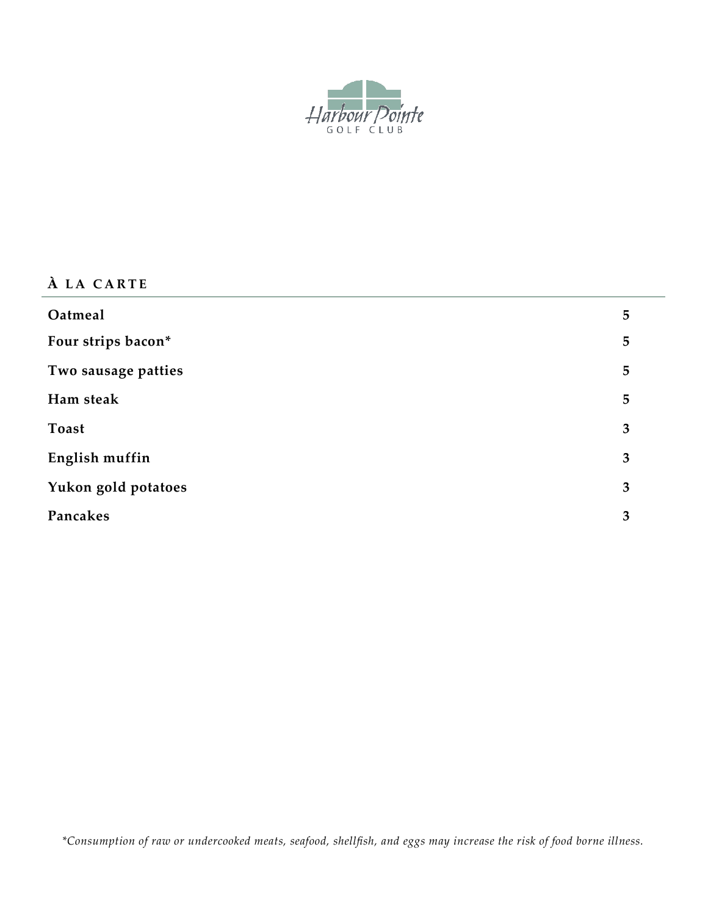Harbour Pointe
GOLF CLUB

## À LA CARTE

| | |
|---|---|
| **Oatmeal** | 5 |
| **Four strips bacon*** | 5 |
| **Two sausage patties** | 5 |
| **Ham steak** | 5 |
| **Toast** | 3 |
| **English muffin** | 3 |
| **Yukon gold potatoes** | 3 |
| **Pancakes** | 3 |

*\*Consumption of raw or undercooked meats, seafood, shellfish, and eggs may increase the risk of food borne illness.*